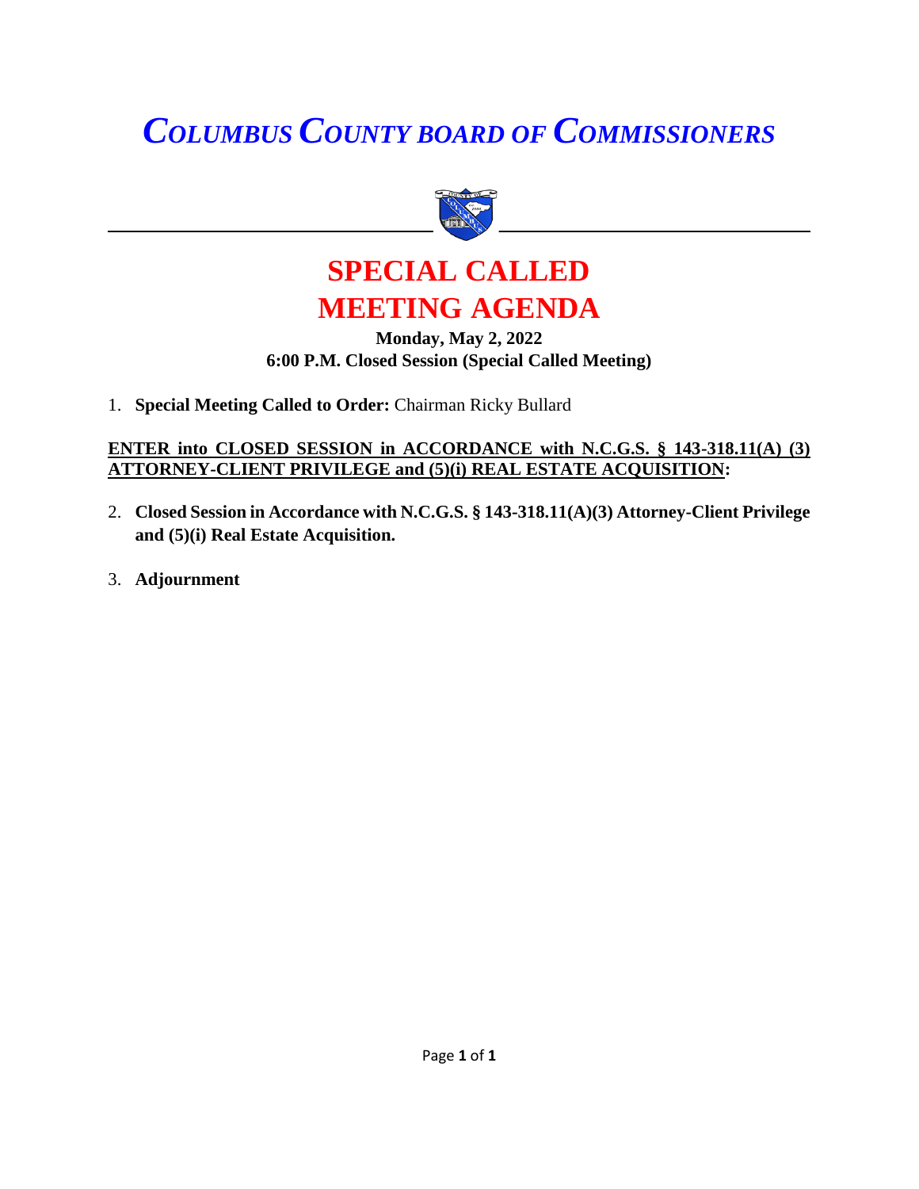# *COLUMBUS COUNTY BOARD OF COMMISSIONERS*

## SPECIAL CALLED MEETING AGENDA

**Monday, May 2, 2022**
**6:00 P.M. Closed Session (Special Called Meeting)**

1. **Special Meeting Called to Order:** Chairman Ricky Bullard

**ENTER into CLOSED SESSION in ACCORDANCE with N.C.G.S. § 143-318.11(A) (3) ATTORNEY-CLIENT PRIVILEGE and (5)(i) REAL ESTATE ACQUISITION:**

2. **Closed Session in Accordance with N.C.G.S. § 143-318.11(A)(3) Attorney-Client Privilege and (5)(i) Real Estate Acquisition.**

3. **Adjournment**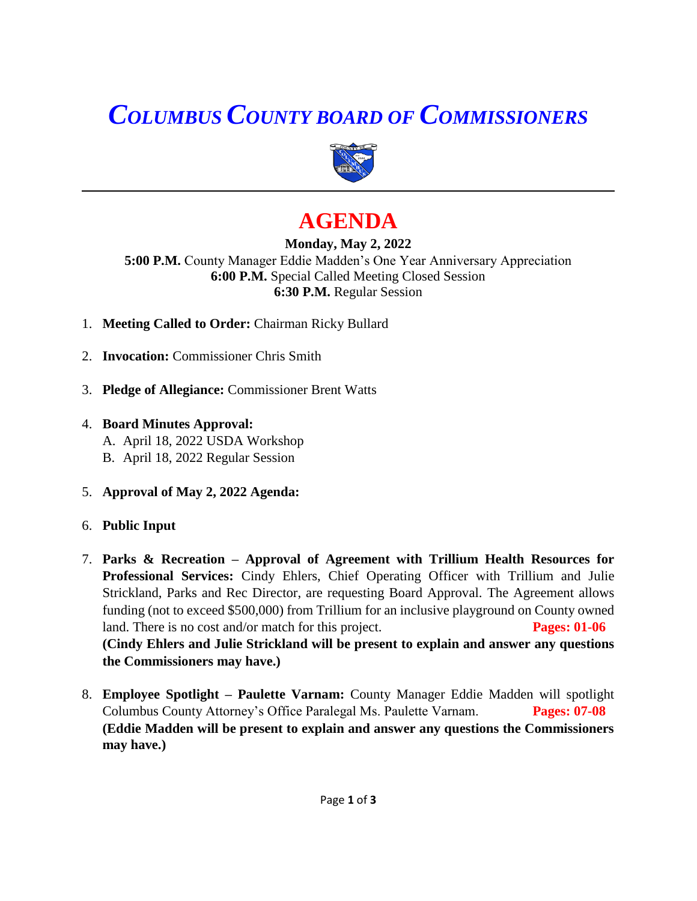# *COLUMBUS COUNTY BOARD OF COMMISSIONERS*

# AGENDA

**Monday, May 2, 2022**

**5:00 P.M.** County Manager Eddie Madden's One Year Anniversary Appreciation
**6:00 P.M.** Special Called Meeting Closed Session
**6:30 P.M.** Regular Session

1. **Meeting Called to Order:** Chairman Ricky Bullard

2. **Invocation:** Commissioner Chris Smith

3. **Pledge of Allegiance:** Commissioner Brent Watts

4. **Board Minutes Approval:**
   A. April 18, 2022 USDA Workshop
   B. April 18, 2022 Regular Session

5. **Approval of May 2, 2022 Agenda:**

6. **Public Input**

7. **Parks & Recreation – Approval of Agreement with Trillium Health Resources for Professional Services:** Cindy Ehlers, Chief Operating Officer with Trillium and Julie Strickland, Parks and Rec Director, are requesting Board Approval. The Agreement allows funding (not to exceed $500,000) from Trillium for an inclusive playground on County owned land. There is no cost and/or match for this project. **Pages: 01-06**
   **(Cindy Ehlers and Julie Strickland will be present to explain and answer any questions the Commissioners may have.)**

8. **Employee Spotlight – Paulette Varnam:** County Manager Eddie Madden will spotlight Columbus County Attorney's Office Paralegal Ms. Paulette Varnam. **Pages: 07-08**
   **(Eddie Madden will be present to explain and answer any questions the Commissioners may have.)**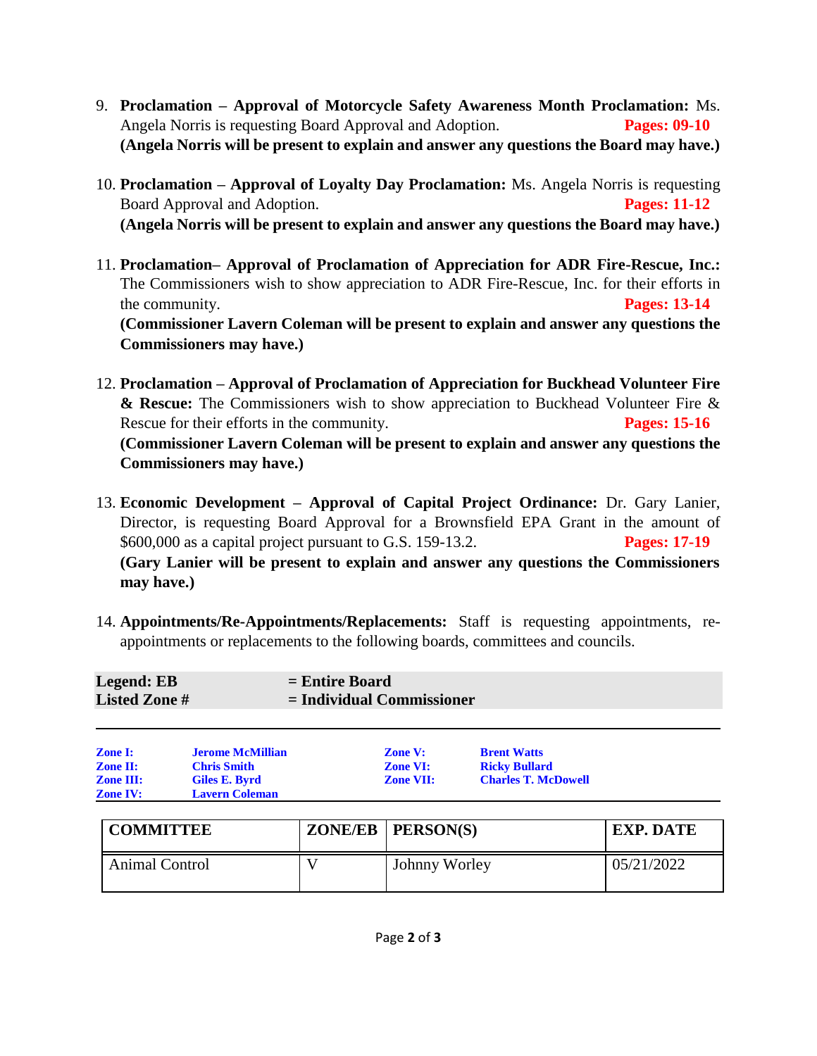9. **Proclamation – Approval of Motorcycle Safety Awareness Month Proclamation:** Ms. Angela Norris is requesting Board Approval and Adoption. **Pages: 09-10**
   **(Angela Norris will be present to explain and answer any questions the Board may have.)**

10. **Proclamation – Approval of Loyalty Day Proclamation:** Ms. Angela Norris is requesting Board Approval and Adoption. **Pages: 11-12**
    **(Angela Norris will be present to explain and answer any questions the Board may have.)**

11. **Proclamation– Approval of Proclamation of Appreciation for ADR Fire-Rescue, Inc.:** The Commissioners wish to show appreciation to ADR Fire-Rescue, Inc. for their efforts in the community. **Pages: 13-14**
    **(Commissioner Lavern Coleman will be present to explain and answer any questions the Commissioners may have.)**

12. **Proclamation – Approval of Proclamation of Appreciation for Buckhead Volunteer Fire & Rescue:** The Commissioners wish to show appreciation to Buckhead Volunteer Fire & Rescue for their efforts in the community. **Pages: 15-16**
    **(Commissioner Lavern Coleman will be present to explain and answer any questions the Commissioners may have.)**

13. **Economic Development – Approval of Capital Project Ordinance:** Dr. Gary Lanier, Director, is requesting Board Approval for a Brownsfield EPA Grant in the amount of $600,000 as a capital project pursuant to G.S. 159-13.2. **Pages: 17-19**
    **(Gary Lanier will be present to explain and answer any questions the Commissioners may have.)**

14. **Appointments/Re-Appointments/Replacements:** Staff is requesting appointments, re-appointments or replacements to the following boards, committees and councils.

**Legend: EB** = **Entire Board**
**Listed Zone #** = **Individual Commissioner**

| | | | |
|---|---|---|---|
| **Zone I:** | **Jerome McMillian** | **Zone V:** | **Brent Watts** |
| **Zone II:** | **Chris Smith** | **Zone VI:** | **Ricky Bullard** |
| **Zone III:** | **Giles E. Byrd** | **Zone VII:** | **Charles T. McDowell** |
| **Zone IV:** | **Lavern Coleman** | | |

| COMMITTEE | ZONE/EB | PERSON(S) | EXP. DATE |
|---|---|---|---|
| Animal Control | V | Johnny Worley | 05/21/2022 |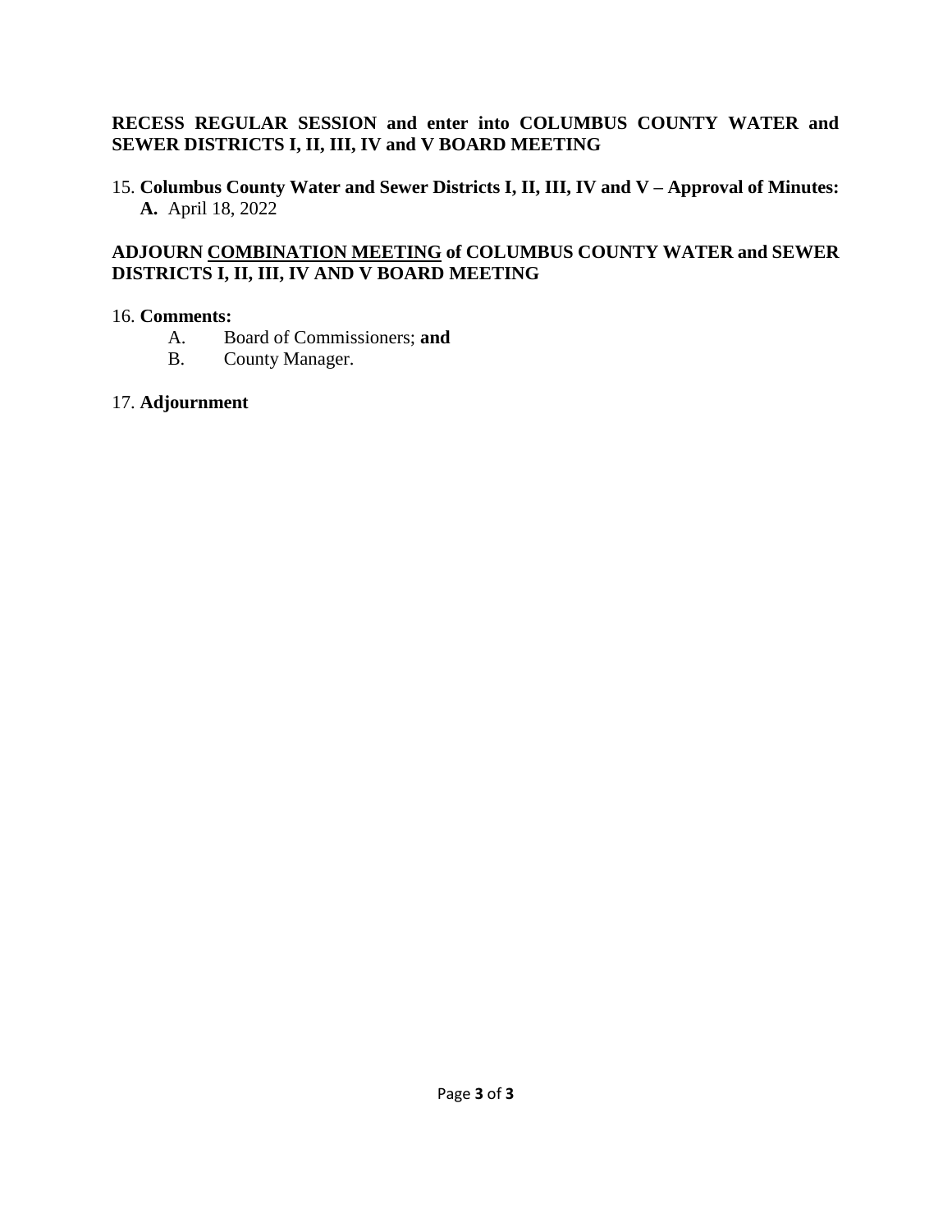**RECESS REGULAR SESSION and enter into COLUMBUS COUNTY WATER and SEWER DISTRICTS I, II, III, IV and V BOARD MEETING**

15. **Columbus County Water and Sewer Districts I, II, III, IV and V – Approval of Minutes:**
    **A.** April 18, 2022

**ADJOURN COMBINATION MEETING of COLUMBUS COUNTY WATER and SEWER DISTRICTS I, II, III, IV AND V BOARD MEETING**

16. **Comments:**
    A. Board of Commissioners; **and**
    B. County Manager.

17. **Adjournment**